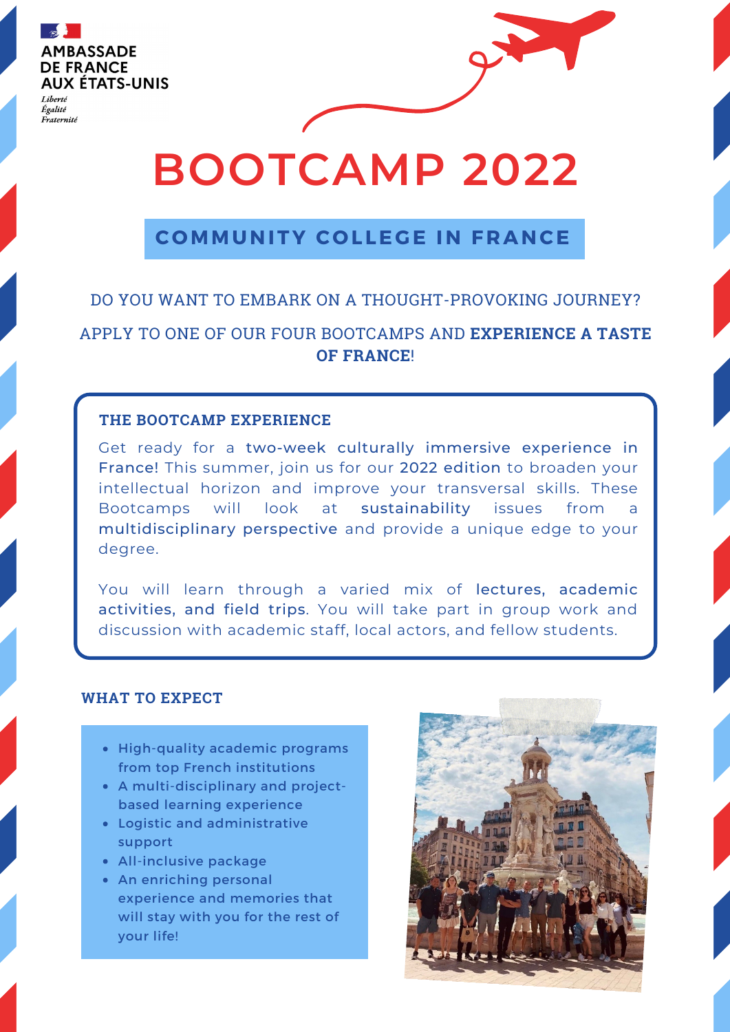AMBASSADE DE FRANCE AUX ÉTATS-UNIS

*Liberté*
*Égalité*
*Fraternité*

# BOOTCAMP 2022

## COMMUNITY COLLEGE IN FRANCE

DO YOU WANT TO EMBARK ON A THOUGHT-PROVOKING JOURNEY?

APPLY TO ONE OF OUR FOUR BOOTCAMPS AND **EXPERIENCE A TASTE OF FRANCE!**

### THE BOOTCAMP EXPERIENCE

Get ready for a **two-week culturally immersive experience in France!** This summer, join us for our **2022 edition** to broaden your intellectual horizon and improve your transversal skills. These Bootcamps will look at **sustainability** issues from a **multidisciplinary perspective** and provide a unique edge to your degree.

You will learn through a varied mix of **lectures, academic activities, and field trips**. You will take part in group work and discussion with academic staff, local actors, and fellow students.

### WHAT TO EXPECT

- High-quality academic programs from top French institutions
- A multi-disciplinary and project-based learning experience
- Logistic and administrative support
- All-inclusive package
- An enriching personal experience and memories that will stay with you for the rest of your life!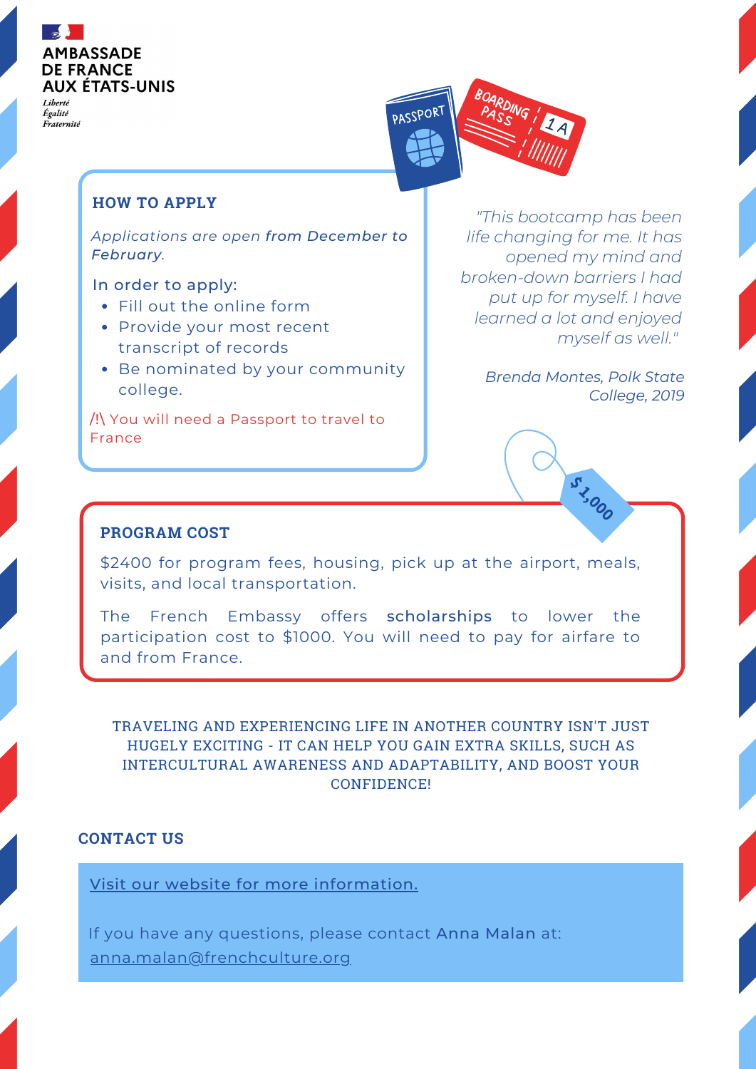AMBASSADE
DE FRANCE
AUX ÉTATS-UNIS

*Liberté*
*Égalité*
*Fraternité*

## HOW TO APPLY

*Applications are open **from December to February**.*

In order to apply:

- Fill out the online form
- Provide your most recent transcript of records
- Be nominated by your community college.

/!\ You will need a Passport to travel to France

*"This bootcamp has been life changing for me. It has opened my mind and broken-down barriers I had put up for myself. I have learned a lot and enjoyed myself as well."*

*Brenda Montes, Polk State College, 2019*

$ 1,000

## PROGRAM COST

$2400 for program fees, housing, pick up at the airport, meals, visits, and local transportation.

The French Embassy offers **scholarships** to lower the participation cost to $1000. You will need to pay for airfare to and from France.

TRAVELING AND EXPERIENCING LIFE IN ANOTHER COUNTRY ISN'T JUST HUGELY EXCITING - IT CAN HELP YOU GAIN EXTRA SKILLS, SUCH AS INTERCULTURAL AWARENESS AND ADAPTABILITY, AND BOOST YOUR CONFIDENCE!

## CONTACT US

Visit our website for more information.

If you have any questions, please contact **Anna Malan** at: anna.malan@frenchculture.org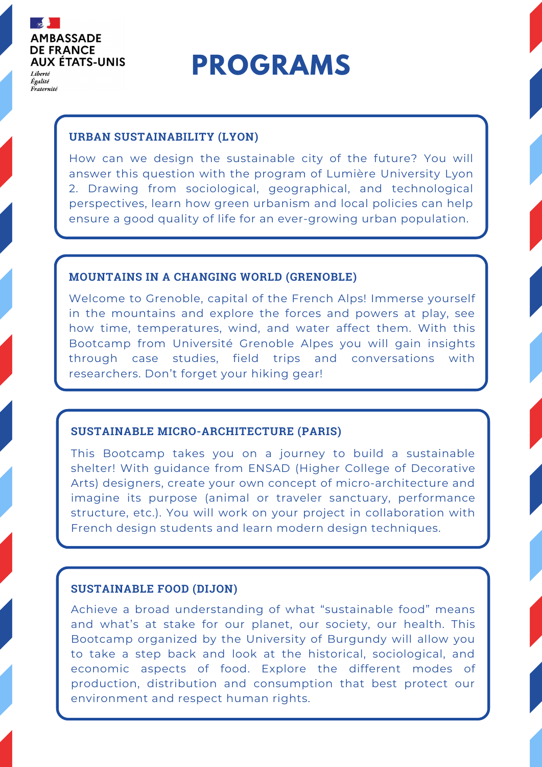AMBASSADE DE FRANCE AUX ÉTATS-UNIS

*Liberté*
*Égalité*
*Fraternité*

# PROGRAMS

## URBAN SUSTAINABILITY (LYON)

How can we design the sustainable city of the future? You will answer this question with the program of Lumière University Lyon 2. Drawing from sociological, geographical, and technological perspectives, learn how green urbanism and local policies can help ensure a good quality of life for an ever-growing urban population.

## MOUNTAINS IN A CHANGING WORLD (GRENOBLE)

Welcome to Grenoble, capital of the French Alps! Immerse yourself in the mountains and explore the forces and powers at play, see how time, temperatures, wind, and water affect them. With this Bootcamp from Université Grenoble Alpes you will gain insights through case studies, field trips and conversations with researchers. Don't forget your hiking gear!

## SUSTAINABLE MICRO-ARCHITECTURE (PARIS)

This Bootcamp takes you on a journey to build a sustainable shelter! With guidance from ENSAD (Higher College of Decorative Arts) designers, create your own concept of micro-architecture and imagine its purpose (animal or traveler sanctuary, performance structure, etc.). You will work on your project in collaboration with French design students and learn modern design techniques.

## SUSTAINABLE FOOD (DIJON)

Achieve a broad understanding of what "sustainable food" means and what's at stake for our planet, our society, our health. This Bootcamp organized by the University of Burgundy will allow you to take a step back and look at the historical, sociological, and economic aspects of food. Explore the different modes of production, distribution and consumption that best protect our environment and respect human rights.